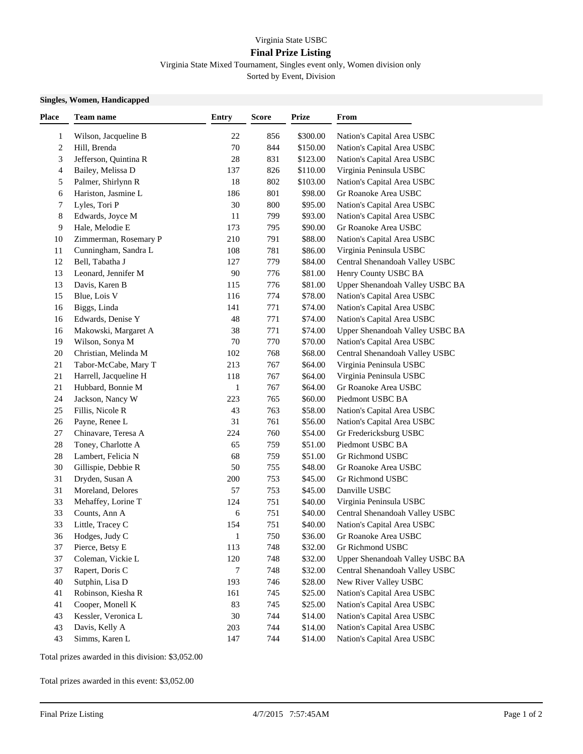Virginia State USBC

# Final Prize Listing

Virginia State Mixed Tournament, Singles event only, Women division only

Sorted by Event, Division

**Singles, Women, Handicapped**

| Place | Team name | Entry | Score | Prize | From |
|---|---|---|---|---|---|
| 1 | Wilson, Jacqueline B | 22 | 856 | $300.00 | Nation's Capital Area USBC |
| 2 | Hill, Brenda | 70 | 844 | $150.00 | Nation's Capital Area USBC |
| 3 | Jefferson, Quintina R | 28 | 831 | $123.00 | Nation's Capital Area USBC |
| 4 | Bailey, Melissa D | 137 | 826 | $110.00 | Virginia Peninsula USBC |
| 5 | Palmer, Shirlynn R | 18 | 802 | $103.00 | Nation's Capital Area USBC |
| 6 | Hariston, Jasmine L | 186 | 801 | $98.00 | Gr Roanoke Area USBC |
| 7 | Lyles, Tori P | 30 | 800 | $95.00 | Nation's Capital Area USBC |
| 8 | Edwards, Joyce M | 11 | 799 | $93.00 | Nation's Capital Area USBC |
| 9 | Hale, Melodie E | 173 | 795 | $90.00 | Gr Roanoke Area USBC |
| 10 | Zimmerman, Rosemary P | 210 | 791 | $88.00 | Nation's Capital Area USBC |
| 11 | Cunningham, Sandra L | 108 | 781 | $86.00 | Virginia Peninsula USBC |
| 12 | Bell, Tabatha J | 127 | 779 | $84.00 | Central Shenandoah Valley USBC |
| 13 | Leonard, Jennifer M | 90 | 776 | $81.00 | Henry County USBC BA |
| 13 | Davis, Karen B | 115 | 776 | $81.00 | Upper Shenandoah Valley USBC BA |
| 15 | Blue, Lois V | 116 | 774 | $78.00 | Nation's Capital Area USBC |
| 16 | Biggs, Linda | 141 | 771 | $74.00 | Nation's Capital Area USBC |
| 16 | Edwards, Denise Y | 48 | 771 | $74.00 | Nation's Capital Area USBC |
| 16 | Makowski, Margaret A | 38 | 771 | $74.00 | Upper Shenandoah Valley USBC BA |
| 19 | Wilson, Sonya M | 70 | 770 | $70.00 | Nation's Capital Area USBC |
| 20 | Christian, Melinda M | 102 | 768 | $68.00 | Central Shenandoah Valley USBC |
| 21 | Tabor-McCabe, Mary T | 213 | 767 | $64.00 | Virginia Peninsula USBC |
| 21 | Harrell, Jacqueline H | 118 | 767 | $64.00 | Virginia Peninsula USBC |
| 21 | Hubbard, Bonnie M | 1 | 767 | $64.00 | Gr Roanoke Area USBC |
| 24 | Jackson, Nancy W | 223 | 765 | $60.00 | Piedmont USBC BA |
| 25 | Fillis, Nicole R | 43 | 763 | $58.00 | Nation's Capital Area USBC |
| 26 | Payne, Renee L | 31 | 761 | $56.00 | Nation's Capital Area USBC |
| 27 | Chinavare, Teresa A | 224 | 760 | $54.00 | Gr Fredericksburg USBC |
| 28 | Toney, Charlotte A | 65 | 759 | $51.00 | Piedmont USBC BA |
| 28 | Lambert, Felicia N | 68 | 759 | $51.00 | Gr Richmond USBC |
| 30 | Gillispie, Debbie R | 50 | 755 | $48.00 | Gr Roanoke Area USBC |
| 31 | Dryden, Susan A | 200 | 753 | $45.00 | Gr Richmond USBC |
| 31 | Moreland, Delores | 57 | 753 | $45.00 | Danville USBC |
| 33 | Mehaffey, Lorine T | 124 | 751 | $40.00 | Virginia Peninsula USBC |
| 33 | Counts, Ann A | 6 | 751 | $40.00 | Central Shenandoah Valley USBC |
| 33 | Little, Tracey C | 154 | 751 | $40.00 | Nation's Capital Area USBC |
| 36 | Hodges, Judy C | 1 | 750 | $36.00 | Gr Roanoke Area USBC |
| 37 | Pierce, Betsy E | 113 | 748 | $32.00 | Gr Richmond USBC |
| 37 | Coleman, Vickie L | 120 | 748 | $32.00 | Upper Shenandoah Valley USBC BA |
| 37 | Rapert, Doris C | 7 | 748 | $32.00 | Central Shenandoah Valley USBC |
| 40 | Sutphin, Lisa D | 193 | 746 | $28.00 | New River Valley USBC |
| 41 | Robinson, Kiesha R | 161 | 745 | $25.00 | Nation's Capital Area USBC |
| 41 | Cooper, Monell K | 83 | 745 | $25.00 | Nation's Capital Area USBC |
| 43 | Kessler, Veronica L | 30 | 744 | $14.00 | Nation's Capital Area USBC |
| 43 | Davis, Kelly A | 203 | 744 | $14.00 | Nation's Capital Area USBC |
| 43 | Simms, Karen L | 147 | 744 | $14.00 | Nation's Capital Area USBC |

Total prizes awarded in this division: $3,052.00

Total prizes awarded in this event: $3,052.00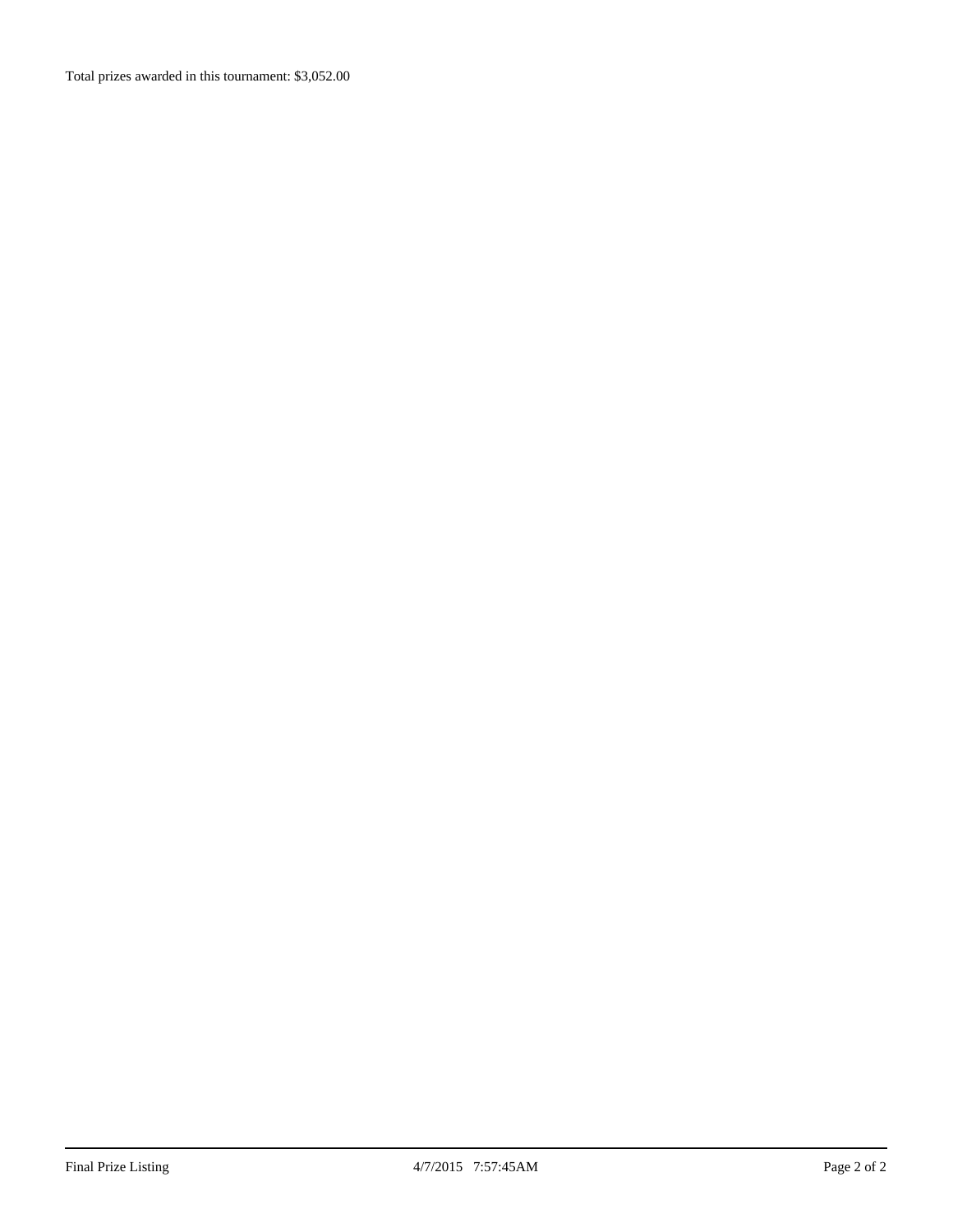Total prizes awarded in this tournament: $3,052.00